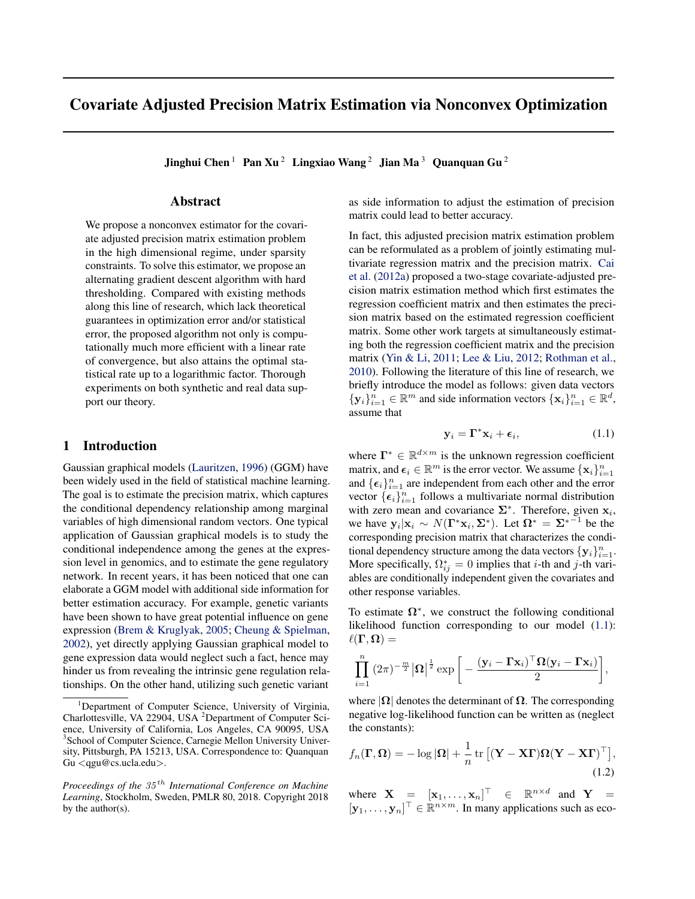# Covariate Adjusted Precision Matrix Estimation via Nonconvex Optimization

**Jinghui Chen** [1] **Pan Xu** [2] **Lingxiao Wang** [2] **Jian Ma** [3] **Quanquan Gu** [2]

## Abstract

We propose a nonconvex estimator for the covariate adjusted precision matrix estimation problem in the high dimensional regime, under sparsity constraints. To solve this estimator, we propose an alternating gradient descent algorithm with hard thresholding. Compared with existing methods along this line of research, which lack theoretical guarantees in optimization error and/or statistical error, the proposed algorithm not only is computationally much more efficient with a linear rate of convergence, but also attains the optimal statistical rate up to a logarithmic factor. Thorough experiments on both synthetic and real data support our theory.

## 1 Introduction

Gaussian graphical models (Lauritzen, 1996) (GGM) have been widely used in the field of statistical machine learning. The goal is to estimate the precision matrix, which captures the conditional dependency relationship among marginal variables of high dimensional random vectors. One typical application of Gaussian graphical models is to study the conditional independence among the genes at the expression level in genomics, and to estimate the gene regulatory network. In recent years, it has been noticed that one can elaborate a GGM model with additional side information for better estimation accuracy. For example, genetic variants have been shown to have great potential influence on gene expression (Brem & Kruglyak, 2005; Cheung & Spielman, 2002), yet directly applying Gaussian graphical model to gene expression data would neglect such a fact, hence may hinder us from revealing the intrinsic gene regulation relationships. On the other hand, utilizing such genetic variant as side information to adjust the estimation of precision matrix could lead to better accuracy.

In fact, this adjusted precision matrix estimation problem can be reformulated as a problem of jointly estimating multivariate regression matrix and the precision matrix. Cai et al. (2012a) proposed a two-stage covariate-adjusted precision matrix estimation method which first estimates the regression coefficient matrix and then estimates the precision matrix based on the estimated regression coefficient matrix. Some other work targets at simultaneously estimating both the regression coefficient matrix and the precision matrix (Yin & Li, 2011; Lee & Liu, 2012; Rothman et al., 2010). Following the literature of this line of research, we briefly introduce the model as follows: given data vectors $\{\mathbf{y}_i\}_{i=1}^n \in \mathbb{R}^m$ and side information vectors $\{\mathbf{x}_i\}_{i=1}^n \in \mathbb{R}^d$, assume that

$$\mathbf{y}_i = \mathbf{\Gamma}^* \mathbf{x}_i + \boldsymbol{\epsilon}_i, \tag{1.1}$$

where $\mathbf{\Gamma}^* \in \mathbb{R}^{d \times m}$ is the unknown regression coefficient matrix, and $\boldsymbol{\epsilon}_i \in \mathbb{R}^m$ is the error vector. We assume $\{\mathbf{x}_i\}_{i=1}^n$ and $\{\boldsymbol{\epsilon}_i\}_{i=1}^n$ are independent from each other and the error vector $\{\boldsymbol{\epsilon}_i\}_{i=1}^n$ follows a multivariate normal distribution with zero mean and covariance $\mathbf{\Sigma}^*$. Therefore, given $\mathbf{x}_i$, we have $\mathbf{y}_i | \mathbf{x}_i \sim N(\mathbf{\Gamma}^* \mathbf{x}_i, \mathbf{\Sigma}^*)$. Let $\mathbf{\Omega}^* = {\mathbf{\Sigma}^*}^{-1}$ be the corresponding precision matrix that characterizes the conditional dependency structure among the data vectors $\{\mathbf{y}_i\}_{i=1}^n$. More specifically, $\Omega^*_{ij} = 0$ implies that $i$-th and $j$-th variables are conditionally independent given the covariates and other response variables.

To estimate $\mathbf{\Omega}^*$, we construct the following conditional likelihood function corresponding to our model (1.1): $\ell(\mathbf{\Gamma}, \mathbf{\Omega}) =$

$$\prod_{i=1}^n (2\pi)^{-\frac{m}{2}} |\mathbf{\Omega}|^{\frac{1}{2}} \exp\bigg[ -\frac{(\mathbf{y}_i - \mathbf{\Gamma}\mathbf{x}_i)^\top \mathbf{\Omega} (\mathbf{y}_i - \mathbf{\Gamma}\mathbf{x}_i)}{2} \bigg],$$

where $|\mathbf{\Omega}|$ denotes the determinant of $\mathbf{\Omega}$. The corresponding negative log-likelihood function can be written as (neglect the constants):

$$f_n(\mathbf{\Gamma}, \mathbf{\Omega}) = -\log|\mathbf{\Omega}| + \frac{1}{n} \operatorname{tr}\big[(\mathbf{Y} - \mathbf{X}\mathbf{\Gamma})\mathbf{\Omega}(\mathbf{Y} - \mathbf{X}\mathbf{\Gamma})^\top\big], \tag{1.2}$$

where $\mathbf{X} = [\mathbf{x}_1, \ldots, \mathbf{x}_n]^\top \in \mathbb{R}^{n \times d}$ and $\mathbf{Y} = [\mathbf{y}_1, \ldots, \mathbf{y}_n]^\top \in \mathbb{R}^{n \times m}$. In many applications such as eco-

---

[1] Department of Computer Science, University of Virginia, Charlottesville, VA 22904, USA [2] Department of Computer Science, University of California, Los Angeles, CA 90095, USA [3] School of Computer Science, Carnegie Mellon University University, Pittsburgh, PA 15213, USA. Correspondence to: Quanquan Gu <qgu@cs.ucla.edu>.

*Proceedings of the 35th International Conference on Machine Learning*, Stockholm, Sweden, PMLR 80, 2018. Copyright 2018 by the author(s).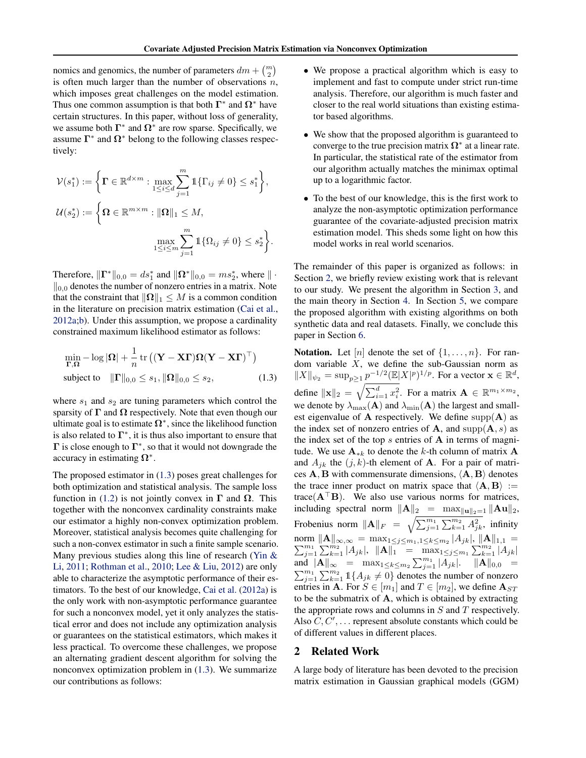nomics and genomics, the number of parameters $dm + \binom{m}{2}$ is often much larger than the number of observations $n$, which imposes great challenges on the model estimation. Thus one common assumption is that both $\mathbf{\Gamma}^*$ and $\mathbf{\Omega}^*$ have certain structures. In this paper, without loss of generality, we assume both $\mathbf{\Gamma}^*$ and $\mathbf{\Omega}^*$ are row sparse. Specifically, we assume $\mathbf{\Gamma}^*$ and $\mathbf{\Omega}^*$ belong to the following classes respectively:

$$\mathcal{V}(s_1^*) := \bigg\{ \mathbf{\Gamma} \in \mathbb{R}^{d \times m} : \max_{1 \le i \le d} \sum_{j=1}^{m} \mathbb{1}\{\Gamma_{ij} \neq 0\} \le s_1^* \bigg\},$$

$$\mathcal{U}(s_2^*) := \bigg\{ \mathbf{\Omega} \in \mathbb{R}^{m \times m} : \|\mathbf{\Omega}\|_1 \le M, \max_{1 \le i \le m} \sum_{j=1}^{m} \mathbb{1}\{\Omega_{ij} \neq 0\} \le s_2^* \bigg\}.$$

Therefore, $\|\mathbf{\Gamma}^*\|_{0,0} = ds_1^*$ and $\|\mathbf{\Omega}^*\|_{0,0} = ms_2^*$, where $\|\cdot\|_{0,0}$ denotes the number of nonzero entries in a matrix. Note that the constraint that $\|\mathbf{\Omega}\|_1 \le M$ is a common condition in the literature on precision matrix estimation (Cai et al., 2012a;b). Under this assumption, we propose a cardinality constrained maximum likelihood estimator as follows:

$$\min_{\mathbf{\Gamma}, \mathbf{\Omega}} -\log |\mathbf{\Omega}| + \frac{1}{n} \operatorname{tr}\big( (\mathbf{Y} - \mathbf{X}\mathbf{\Gamma}) \mathbf{\Omega} (\mathbf{Y} - \mathbf{X}\mathbf{\Gamma})^\top \big)$$
$$\text{subject to} \quad \|\mathbf{\Gamma}\|_{0,0} \le s_1, \|\mathbf{\Omega}\|_{0,0} \le s_2, \tag{1.3}$$

where $s_1$ and $s_2$ are tuning parameters which control the sparsity of $\mathbf{\Gamma}$ and $\mathbf{\Omega}$ respectively. Note that even though our ultimate goal is to estimate $\mathbf{\Omega}^*$, since the likelihood function is also related to $\mathbf{\Gamma}^*$, it is thus also important to ensure that $\mathbf{\Gamma}$ is close enough to $\mathbf{\Gamma}^*$, so that it would not downgrade the accuracy in estimating $\mathbf{\Omega}^*$.

The proposed estimator in (1.3) poses great challenges for both optimization and statistical analysis. The sample loss function in (1.2) is not jointly convex in $\mathbf{\Gamma}$ and $\mathbf{\Omega}$. This together with the nonconvex cardinality constraints make our estimator a highly non-convex optimization problem. Moreover, statistical analysis becomes quite challenging for such a non-convex estimator in such a finite sample scenario. Many previous studies along this line of research (Yin & Li, 2011; Rothman et al., 2010; Lee & Liu, 2012) are only able to characterize the asymptotic performance of their estimators. To the best of our knowledge, Cai et al. (2012a) is the only work with non-asymptotic performance guarantee for such a nonconvex model, yet it only analyzes the statistical error and does not include any optimization analysis or guarantees on the statistical estimators, which makes it less practical. To overcome these challenges, we propose an alternating gradient descent algorithm for solving the nonconvex optimization problem in (1.3). We summarize our contributions as follows:

- We propose a practical algorithm which is easy to implement and fast to compute under strict run-time analysis. Therefore, our algorithm is much faster and closer to the real world situations than existing estimator based algorithms.
- We show that the proposed algorithm is guaranteed to converge to the true precision matrix $\mathbf{\Omega}^*$ at a linear rate. In particular, the statistical rate of the estimator from our algorithm actually matches the minimax optimal up to a logarithmic factor.
- To the best of our knowledge, this is the first work to analyze the non-asymptotic optimization performance guarantee of the covariate-adjusted precision matrix estimation model. This sheds some light on how this model works in real world scenarios.

The remainder of this paper is organized as follows: in Section 2, we briefly review existing work that is relevant to our study. We present the algorithm in Section 3, and the main theory in Section 4. In Section 5, we compare the proposed algorithm with existing algorithms on both synthetic data and real datasets. Finally, we conclude this paper in Section 6.

**Notation.** Let $[n]$ denote the set of $\{1, \ldots, n\}$. For random variable $X$, we define the sub-Gaussian norm as $\|X\|_{\psi_2} = \sup_{p \ge 1} p^{-1/2} (\mathbb{E}|X|^p)^{1/p}$. For a vector $\mathbf{x} \in \mathbb{R}^d$, define $\|\mathbf{x}\|_2 = \sqrt{\sum_{i=1}^d x_i^2}$. For a matrix $\mathbf{A} \in \mathbb{R}^{m_1 \times m_2}$, we denote by $\lambda_{\max}(\mathbf{A})$ and $\lambda_{\min}(\mathbf{A})$ the largest and smallest eigenvalue of $\mathbf{A}$ respectively. We define $\operatorname{supp}(\mathbf{A})$ as the index set of nonzero entries of $\mathbf{A}$, and $\operatorname{supp}(\mathbf{A}, s)$ as the index set of the top $s$ entries of $\mathbf{A}$ in terms of magnitude. We use $\mathbf{A}_{*k}$ to denote the $k$-th column of matrix $\mathbf{A}$ and $A_{jk}$ the $(j,k)$-th element of $\mathbf{A}$. For a pair of matrices $\mathbf{A}, \mathbf{B}$ with commensurate dimensions, $\langle \mathbf{A}, \mathbf{B} \rangle$ denotes the trace inner product on matrix space that $\langle \mathbf{A}, \mathbf{B} \rangle := \operatorname{trace}(\mathbf{A}^\top \mathbf{B})$. We also use various norms for matrices, including spectral norm $\|\mathbf{A}\|_2 = \max_{\|\mathbf{u}\|_2 = 1} \|\mathbf{A}\mathbf{u}\|_2$, Frobenius norm $\|\mathbf{A}\|_F = \sqrt{\sum_{j=1}^{m_1} \sum_{k=1}^{m_2} A_{jk}^2}$, infinity norm $\|\mathbf{A}\|_{\infty,\infty} = \max_{1 \le j \le m_1, 1 \le k \le m_2} |A_{jk}|$, $\|\mathbf{A}\|_{1,1} = \sum_{j=1}^{m_1} \sum_{k=1}^{m_2} |A_{jk}|$, $\|\mathbf{A}\|_1 = \max_{1 \le j \le m_1} \sum_{k=1}^{m_2} |A_{jk}|$ and $|\mathbf{A}\|_\infty = \max_{1 \le k \le m_2} \sum_{j=1}^{m_1} |A_{jk}|$. $\|\mathbf{A}\|_{0,0} = \sum_{j=1}^{m_1} \sum_{k=1}^{m_2} \mathbb{1}\{A_{jk} \neq 0\}$ denotes the number of nonzero entries in $\mathbf{A}$. For $S \in [m_1]$ and $T \in [m_2]$, we define $\mathbf{A}_{ST}$ to be the submatrix of $\mathbf{A}$, which is obtained by extracting the appropriate rows and columns in $S$ and $T$ respectively. Also $C, C', \ldots$ represent absolute constants which could be of different values in different places.

## 2 Related Work

A large body of literature has been devoted to the precision matrix estimation in Gaussian graphical models (GGM)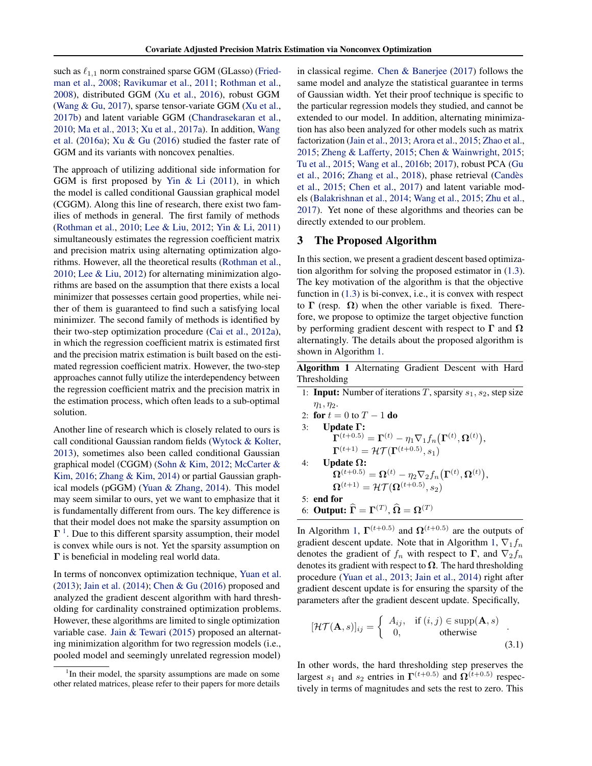such as $\ell_{1,1}$ norm constrained sparse GGM (GLasso) (Friedman et al., 2008; Ravikumar et al., 2011; Rothman et al., 2008), distributed GGM (Xu et al., 2016), robust GGM (Wang & Gu, 2017), sparse tensor-variate GGM (Xu et al., 2017b) and latent variable GGM (Chandrasekaran et al., 2010; Ma et al., 2013; Xu et al., 2017a). In addition, Wang et al. (2016a); Xu & Gu (2016) studied the faster rate of GGM and its variants with noncovex penalties.

The approach of utilizing additional side information for GGM is first proposed by Yin & Li (2011), in which the model is called conditional Gaussian graphical model (CGGM). Along this line of research, there exist two families of methods in general. The first family of methods (Rothman et al., 2010; Lee & Liu, 2012; Yin & Li, 2011) simultaneously estimates the regression coefficient matrix and precision matrix using alternating optimization algorithms. However, all the theoretical results (Rothman et al., 2010; Lee & Liu, 2012) for alternating minimization algorithms are based on the assumption that there exists a local minimizer that possesses certain good properties, while neither of them is guaranteed to find such a satisfying local minimizer. The second family of methods is identified by their two-step optimization procedure (Cai et al., 2012a), in which the regression coefficient matrix is estimated first and the precision matrix estimation is built based on the estimated regression coefficient matrix. However, the two-step approaches cannot fully utilize the interdependency between the regression coefficient matrix and the precision matrix in the estimation process, which often leads to a sub-optimal solution.

Another line of research which is closely related to ours is call conditional Gaussian random fields (Wytock & Kolter, 2013), sometimes also been called conditional Gaussian graphical model (CGGM) (Sohn & Kim, 2012; McCarter & Kim, 2016; Zhang & Kim, 2014) or partial Gaussian graphical models (pGGM) (Yuan & Zhang, 2014). This model may seem similar to ours, yet we want to emphasize that it is fundamentally different from ours. The key difference is that their model does not make the sparsity assumption on $\mathbf{\Gamma}$ [1]. Due to this different sparsity assumption, their model is convex while ours is not. Yet the sparsity assumption on $\mathbf{\Gamma}$ is beneficial in modeling real world data.

In terms of nonconvex optimization technique, Yuan et al. (2013); Jain et al. (2014); Chen & Gu (2016) proposed and analyzed the gradient descent algorithm with hard thresholding for cardinality constrained optimization problems. However, these algorithms are limited to single optimization variable case. Jain & Tewari (2015) proposed an alternating minimization algorithm for two regression models (i.e., pooled model and seemingly unrelated regression model) in classical regime. Chen & Banerjee (2017) follows the same model and analyze the statistical guarantee in terms of Gaussian width. Yet their proof technique is specific to the particular regression models they studied, and cannot be extended to our model. In addition, alternating minimization has also been analyzed for other models such as matrix factorization (Jain et al., 2013; Arora et al., 2015; Zhao et al., 2015; Zheng & Lafferty, 2015; Chen & Wainwright, 2015; Tu et al., 2015; Wang et al., 2016b; 2017), robust PCA (Gu et al., 2016; Zhang et al., 2018), phase retrieval (Candès et al., 2015; Chen et al., 2017) and latent variable models (Balakrishnan et al., 2014; Wang et al., 2015; Zhu et al., 2017). Yet none of these algorithms and theories can be directly extended to our problem.

[1] In their model, the sparsity assumptions are made on some other related matrices, please refer to their papers for more details

## 3 The Proposed Algorithm

In this section, we present a gradient descent based optimization algorithm for solving the proposed estimator in (1.3). The key motivation of the algorithm is that the objective function in (1.3) is bi-convex, i.e., it is convex with respect to $\mathbf{\Gamma}$ (resp. $\mathbf{\Omega}$) when the other variable is fixed. Therefore, we propose to optimize the target objective function by performing gradient descent with respect to $\mathbf{\Gamma}$ and $\mathbf{\Omega}$ alternatingly. The details about the proposed algorithm is shown in Algorithm 1.

**Algorithm 1** Alternating Gradient Descent with Hard Thresholding

1: **Input:** Number of iterations $T$, sparsity $s_1, s_2$, step size $\eta_1, \eta_2$.
2: **for** $t = 0$ to $T-1$ **do**
3: **Update $\mathbf{\Gamma}$:**
$$\mathbf{\Gamma}^{(t+0.5)} = \mathbf{\Gamma}^{(t)} - \eta_1 \nabla_1 f_n\big(\mathbf{\Gamma}^{(t)}, \mathbf{\Omega}^{(t)}\big),$$
$$\mathbf{\Gamma}^{(t+1)} = \mathcal{HT}\big(\mathbf{\Gamma}^{(t+0.5)}, s_1\big)$$
4: **Update $\mathbf{\Omega}$:**
$$\mathbf{\Omega}^{(t+0.5)} = \mathbf{\Omega}^{(t)} - \eta_2 \nabla_2 f_n\big(\mathbf{\Gamma}^{(t)}, \mathbf{\Omega}^{(t)}\big),$$
$$\mathbf{\Omega}^{(t+1)} = \mathcal{HT}\big(\mathbf{\Omega}^{(t+0.5)}, s_2\big)$$
5: **end for**
6: **Output:** $\widehat{\mathbf{\Gamma}} = \mathbf{\Gamma}^{(T)}$, $\widehat{\mathbf{\Omega}} = \mathbf{\Omega}^{(T)}$

In Algorithm 1, $\mathbf{\Gamma}^{(t+0.5)}$ and $\mathbf{\Omega}^{(t+0.5)}$ are the outputs of gradient descent update. Note that in Algorithm 1, $\nabla_1 f_n$ denotes the gradient of $f_n$ with respect to $\mathbf{\Gamma}$, and $\nabla_2 f_n$ denotes its gradient with respect to $\mathbf{\Omega}$. The hard thresholding procedure (Yuan et al., 2013; Jain et al., 2014) right after gradient descent update is for ensuring the sparsity of the parameters after the gradient descent update. Specifically,

$$[\mathcal{HT}(\mathbf{A}, s)]_{ij} = \begin{cases} A_{ij}, & \text{if } (i,j) \in \operatorname{supp}(\mathbf{A}, s) \\ 0, & \text{otherwise} \end{cases}. \tag{3.1}$$

In other words, the hard thresholding step preserves the largest $s_1$ and $s_2$ entries in $\mathbf{\Gamma}^{(t+0.5)}$ and $\mathbf{\Omega}^{(t+0.5)}$ respectively in terms of magnitudes and sets the rest to zero. This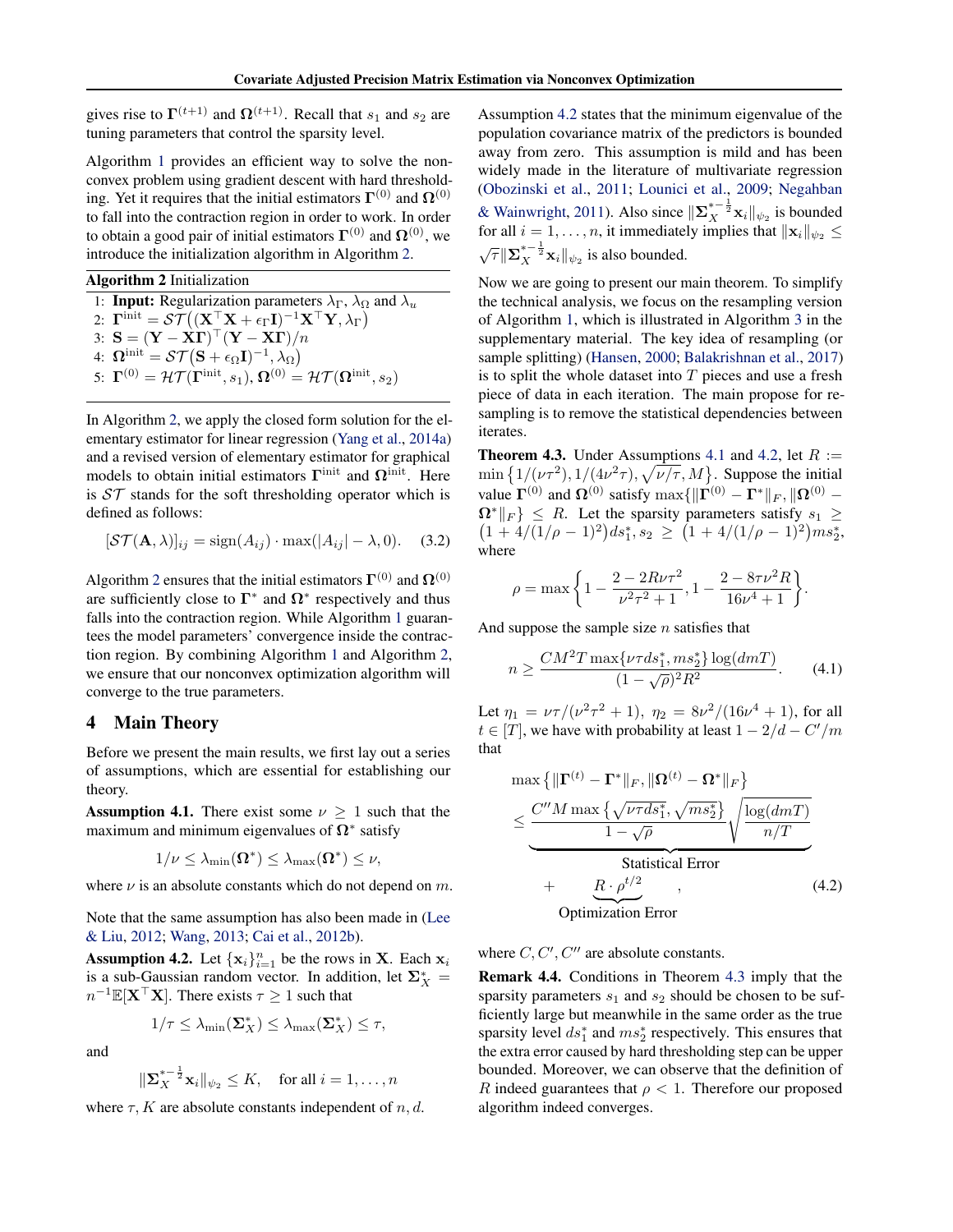gives rise to $\mathbf{\Gamma}^{(t+1)}$ and $\mathbf{\Omega}^{(t+1)}$. Recall that $s_1$ and $s_2$ are tuning parameters that control the sparsity level.

Algorithm 1 provides an efficient way to solve the nonconvex problem using gradient descent with hard thresholding. Yet it requires that the initial estimators $\mathbf{\Gamma}^{(0)}$ and $\mathbf{\Omega}^{(0)}$ to fall into the contraction region in order to work. In order to obtain a good pair of initial estimators $\mathbf{\Gamma}^{(0)}$ and $\mathbf{\Omega}^{(0)}$, we introduce the initialization algorithm in Algorithm 2.

**Algorithm 2** Initialization

1: **Input:** Regularization parameters $\lambda_\Gamma$, $\lambda_\Omega$ and $\lambda_u$
2: $\mathbf{\Gamma}^{\text{init}} = \mathcal{ST}\big((\mathbf{X}^\top\mathbf{X} + \epsilon_\Gamma \mathbf{I})^{-1}\mathbf{X}^\top\mathbf{Y}, \lambda_\Gamma\big)$
3: $\mathbf{S} = (\mathbf{Y} - \mathbf{X}\mathbf{\Gamma})^\top(\mathbf{Y} - \mathbf{X}\mathbf{\Gamma})/n$
4: $\mathbf{\Omega}^{\text{init}} = \mathcal{ST}\big(\mathbf{S} + \epsilon_\Omega \mathbf{I})^{-1}, \lambda_\Omega\big)$
5: $\mathbf{\Gamma}^{(0)} = \mathcal{HT}(\mathbf{\Gamma}^{\text{init}}, s_1)$, $\mathbf{\Omega}^{(0)} = \mathcal{HT}(\mathbf{\Omega}^{\text{init}}, s_2)$

In Algorithm 2, we apply the closed form solution for the elementary estimator for linear regression (Yang et al., 2014a) and a revised version of elementary estimator for graphical models to obtain initial estimators $\mathbf{\Gamma}^{\text{init}}$ and $\mathbf{\Omega}^{\text{init}}$. Here is $\mathcal{ST}$ stands for the soft thresholding operator which is defined as follows:

$$[\mathcal{ST}(\mathbf{A}, \lambda)]_{ij} = \text{sign}(A_{ij}) \cdot \max(|A_{ij}| - \lambda, 0). \qquad (3.2)$$

Algorithm 2 ensures that the initial estimators $\mathbf{\Gamma}^{(0)}$ and $\mathbf{\Omega}^{(0)}$ are sufficiently close to $\mathbf{\Gamma}^*$ and $\mathbf{\Omega}^*$ respectively and thus falls into the contraction region. While Algorithm 1 guarantees the model parameters' convergence inside the contraction region. By combining Algorithm 1 and Algorithm 2, we ensure that our nonconvex optimization algorithm will converge to the true parameters.

## 4 Main Theory

Before we present the main results, we first lay out a series of assumptions, which are essential for establishing our theory.

**Assumption 4.1.** There exist some $\nu \geq 1$ such that the maximum and minimum eigenvalues of $\mathbf{\Omega}^*$ satisfy

$$1/\nu \leq \lambda_{\min}(\mathbf{\Omega}^*) \leq \lambda_{\max}(\mathbf{\Omega}^*) \leq \nu,$$

where $\nu$ is an absolute constants which do not depend on $m$.

Note that the same assumption has also been made in (Lee & Liu, 2012; Wang, 2013; Cai et al., 2012b).

**Assumption 4.2.** Let $\{\mathbf{x}_i\}_{i=1}^n$ be the rows in $\mathbf{X}$. Each $\mathbf{x}_i$ is a sub-Gaussian random vector. In addition, let $\mathbf{\Sigma}_X^* = n^{-1}\mathbb{E}[\mathbf{X}^\top\mathbf{X}]$. There exists $\tau \geq 1$ such that

$$1/\tau \leq \lambda_{\min}(\mathbf{\Sigma}_X^*) \leq \lambda_{\max}(\mathbf{\Sigma}_X^*) \leq \tau,$$

and

$$\|\mathbf{\Sigma}_X^{*-\frac{1}{2}}\mathbf{x}_i\|_{\psi_2} \leq K, \quad \text{for all } i = 1, \ldots, n$$

where $\tau, K$ are absolute constants independent of $n, d$.

Assumption 4.2 states that the minimum eigenvalue of the population covariance matrix of the predictors is bounded away from zero. This assumption is mild and has been widely made in the literature of multivariate regression (Obozinski et al., 2011; Lounici et al., 2009; Negahban & Wainwright, 2011). Also since $\|\mathbf{\Sigma}_X^{*-\frac{1}{2}}\mathbf{x}_i\|_{\psi_2}$ is bounded for all $i = 1, \ldots, n$, it immediately implies that $\|\mathbf{x}_i\|_{\psi_2} \leq \sqrt{\tau}\|\mathbf{\Sigma}_X^{*-\frac{1}{2}}\mathbf{x}_i\|_{\psi_2}$ is also bounded.

Now we are going to present our main theorem. To simplify the technical analysis, we focus on the resampling version of Algorithm 1, which is illustrated in Algorithm 3 in the supplementary material. The key idea of resampling (or sample splitting) (Hansen, 2000; Balakrishnan et al., 2017) is to split the whole dataset into $T$ pieces and use a fresh piece of data in each iteration. The main propose for resampling is to remove the statistical dependencies between iterates.

**Theorem 4.3.** Under Assumptions 4.1 and 4.2, let $R := \min\big\{1/(\nu\tau^2), 1/(4\nu^2\tau), \sqrt{\nu/\tau}, M\big\}$. Suppose the initial value $\mathbf{\Gamma}^{(0)}$ and $\mathbf{\Omega}^{(0)}$ satisfy $\max\{\|\mathbf{\Gamma}^{(0)} - \mathbf{\Gamma}^*\|_F, \|\mathbf{\Omega}^{(0)} - \mathbf{\Omega}^*\|_F\} \leq R$. Let the sparsity parameters satisfy $s_1 \geq \big(1 + 4/(1/\rho - 1)^2\big)ds_1^*, s_2 \geq \big(1 + 4/(1/\rho - 1)^2\big)ms_2^*$, where

$$\rho = \max\bigg\{1 - \frac{2 - 2R\nu\tau^2}{\nu^2\tau^2 + 1}, 1 - \frac{2 - 8\tau\nu^2 R}{16\nu^4 + 1}\bigg\}.$$

And suppose the sample size $n$ satisfies that

$$n \geq \frac{CM^2T\max\{\nu\tau ds_1^*, ms_2^*\}\log(dmT)}{(1 - \sqrt{\rho})^2R^2}. \qquad (4.1)$$

Let $\eta_1 = \nu\tau/(\nu^2\tau^2 + 1)$, $\eta_2 = 8\nu^2/(16\nu^4 + 1)$, for all $t \in [T]$, we have with probability at least $1 - 2/d - C'/m$ that

$$\max\big\{\|\mathbf{\Gamma}^{(t)} - \mathbf{\Gamma}^*\|_F, \|\mathbf{\Omega}^{(t)} - \mathbf{\Omega}^*\|_F\big\} \leq \underbrace{\frac{C''M\max\big\{\sqrt{\nu\tau ds_1^*}, \sqrt{ms_2^*}\big\}}{1 - \sqrt{\rho}}\sqrt{\frac{\log(dmT)}{n/T}}}_{\text{Statistical Error}} + \underbrace{R \cdot \rho^{t/2}}_{\text{Optimization Error}}, \qquad (4.2)$$

where $C, C', C''$ are absolute constants.

**Remark 4.4.** Conditions in Theorem 4.3 imply that the sparsity parameters $s_1$ and $s_2$ should be chosen to be sufficiently large but meanwhile in the same order as the true sparsity level $ds_1^*$ and $ms_2^*$ respectively. This ensures that the extra error caused by hard thresholding step can be upper bounded. Moreover, we can observe that the definition of $R$ indeed guarantees that $\rho < 1$. Therefore our proposed algorithm indeed converges.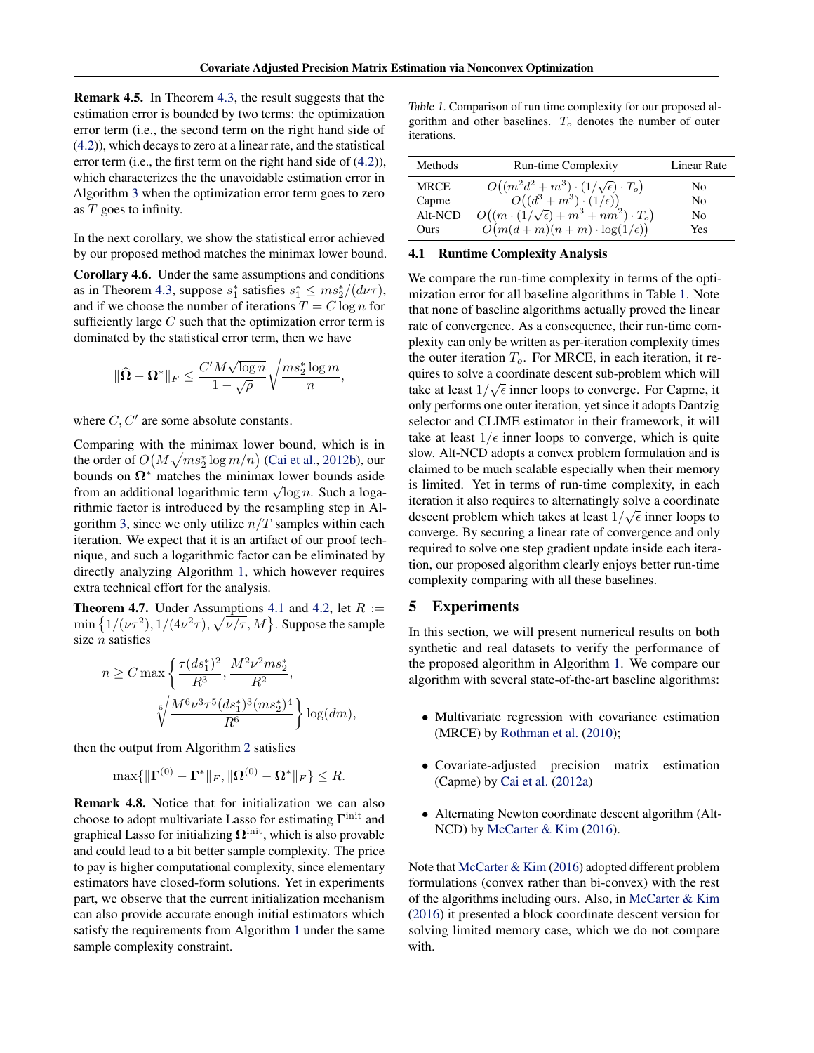**Remark 4.5.** In Theorem 4.3, the result suggests that the estimation error is bounded by two terms: the optimization error term (i.e., the second term on the right hand side of (4.2)), which decays to zero at a linear rate, and the statistical error term (i.e., the first term on the right hand side of (4.2)), which characterizes the the unavoidable estimation error in Algorithm 3 when the optimization error term goes to zero as $T$ goes to infinity.

In the next corollary, we show the statistical error achieved by our proposed method matches the minimax lower bound.

**Corollary 4.6.** Under the same assumptions and conditions as in Theorem 4.3, suppose $s_1^*$ satisfies $s_1^* \le m s_2^*/(d\nu\tau)$, and if we choose the number of iterations $T = C \log n$ for sufficiently large $C$ such that the optimization error term is dominated by the statistical error term, then we have

$$
\|\widehat{\mathbf{\Omega}} - \mathbf{\Omega}^*\|_F \le \frac{C' M \sqrt{\log n}}{1 - \sqrt{\rho}} \sqrt{\frac{m s_2^* \log m}{n}},
$$

where $C, C'$ are some absolute constants.

Comparing with the minimax lower bound, which is in the order of $O\big(M\sqrt{m s_2^* \log m/n}\big)$ (Cai et al., 2012b), our bounds on $\mathbf{\Omega}^*$ matches the minimax lower bounds aside from an additional logarithmic term $\sqrt{\log n}$. Such a logarithmic factor is introduced by the resampling step in Algorithm 3, since we only utilize $n/T$ samples within each iteration. We expect that it is an artifact of our proof technique, and such a logarithmic factor can be eliminated by directly analyzing Algorithm 1, which however requires extra technical effort for the analysis.

**Theorem 4.7.** Under Assumptions 4.1 and 4.2, let $R := \min\big\{1/(\nu\tau^2), 1/(4\nu^2\tau), \sqrt{\nu/\tau}, M\big\}$. Suppose the sample size $n$ satisfies

$$
n \ge C \max\bigg\{\frac{\tau(d s_1^*)^2}{R^3}, \frac{M^2\nu^2 m s_2^*}{R^2}, \sqrt[5]{\frac{M^6\nu^3\tau^5(d s_1^*)^3(m s_2^*)^4}{R^6}}\bigg\} \log(dm),
$$

then the output from Algorithm 2 satisfies

$$
\max\{\|\mathbf{\Gamma}^{(0)} - \mathbf{\Gamma}^*\|_F, \|\mathbf{\Omega}^{(0)} - \mathbf{\Omega}^*\|_F\} \le R.
$$

**Remark 4.8.** Notice that for initialization we can also choose to adopt multivariate Lasso for estimating $\mathbf{\Gamma}^{\text{init}}$ and graphical Lasso for initializing $\mathbf{\Omega}^{\text{init}}$, which is also provable and could lead to a bit better sample complexity. The price to pay is higher computational complexity, since elementary estimators have closed-form solutions. Yet in experiments part, we observe that the current initialization mechanism can also provide accurate enough initial estimators which satisfy the requirements from Algorithm 1 under the same sample complexity constraint.

Table 1. Comparison of run time complexity for our proposed algorithm and other baselines. $T_o$ denotes the number of outer iterations.

| Methods | Run-time Complexity | Linear Rate |
|---|---|---|
| MRCE | $O\big((m^2d^2 + m^3)\cdot(1/\sqrt{\epsilon})\cdot T_o\big)$ | No |
| Capme | $O\big((d^3 + m^3)\cdot(1/\epsilon)\big)$ | No |
| Alt-NCD | $O\big((m\cdot(1/\sqrt{\epsilon}) + m^3 + nm^2)\cdot T_o\big)$ | No |
| Ours | $O\big(m(d+m)(n+m)\cdot\log(1/\epsilon)\big)$ | Yes |

### 4.1 Runtime Complexity Analysis

We compare the run-time complexity in terms of the optimization error for all baseline algorithms in Table 1. Note that none of baseline algorithms actually proved the linear rate of convergence. As a consequence, their run-time complexity can only be written as per-iteration complexity times the outer iteration $T_o$. For MRCE, in each iteration, it requires to solve a coordinate descent sub-problem which will take at least $1/\sqrt{\epsilon}$ inner loops to converge. For Capme, it only performs one outer iteration, yet since it adopts Dantzig selector and CLIME estimator in their framework, it will take at least $1/\epsilon$ inner loops to converge, which is quite slow. Alt-NCD adopts a convex problem formulation and is claimed to be much scalable especially when their memory is limited. Yet in terms of run-time complexity, in each iteration it also requires to alternatingly solve a coordinate descent problem which takes at least $1/\sqrt{\epsilon}$ inner loops to converge. By securing a linear rate of convergence and only required to solve one step gradient update inside each iteration, our proposed algorithm clearly enjoys better run-time complexity comparing with all these baselines.

## 5 Experiments

In this section, we will present numerical results on both synthetic and real datasets to verify the performance of the proposed algorithm in Algorithm 1. We compare our algorithm with several state-of-the-art baseline algorithms:

- Multivariate regression with covariance estimation (MRCE) by Rothman et al. (2010);
- Covariate-adjusted precision matrix estimation (Capme) by Cai et al. (2012a)
- Alternating Newton coordinate descent algorithm (Alt-NCD) by McCarter & Kim (2016).

Note that McCarter & Kim (2016) adopted different problem formulations (convex rather than bi-convex) with the rest of the algorithms including ours. Also, in McCarter & Kim (2016) it presented a block coordinate descent version for solving limited memory case, which we do not compare with.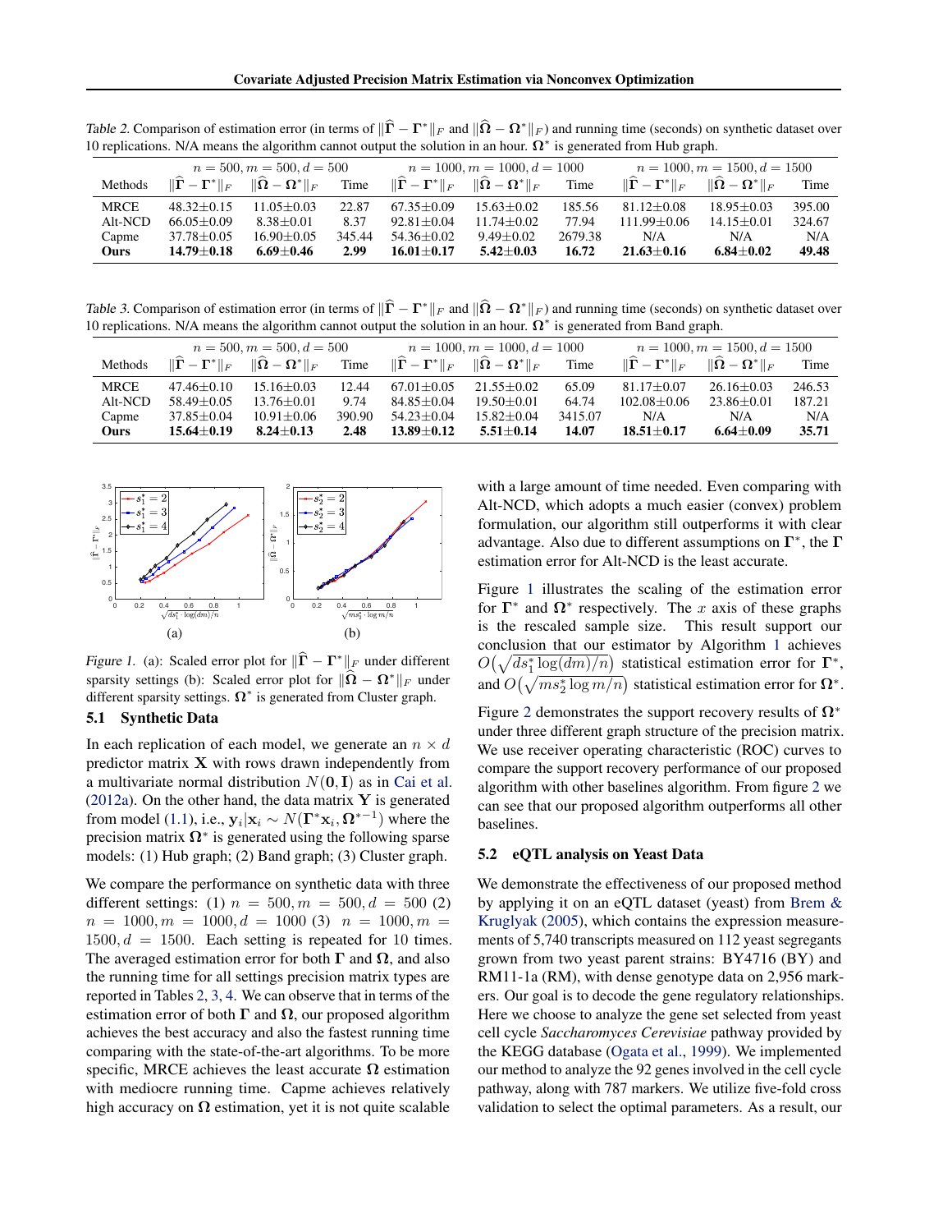Table 2. Comparison of estimation error (in terms of $\|\widehat{\mathbf{\Gamma}} - \mathbf{\Gamma}^*\|_F$ and $\|\widehat{\mathbf{\Omega}} - \mathbf{\Omega}^*\|_F$) and running time (seconds) on synthetic dataset over 10 replications. N/A means the algorithm cannot output the solution in an hour. $\mathbf{\Omega}^*$ is generated from Hub graph.

| | $n = 500, m = 500, d = 500$ | | | $n = 1000, m = 1000, d = 1000$ | | | $n = 1000, m = 1500, d = 1500$ | | |
|---|---|---|---|---|---|---|---|---|---|
| Methods | $\|\widehat{\mathbf{\Gamma}} - \mathbf{\Gamma}^*\|_F$ | $\|\widehat{\mathbf{\Omega}} - \mathbf{\Omega}^*\|_F$ | Time | $\|\widehat{\mathbf{\Gamma}} - \mathbf{\Gamma}^*\|_F$ | $\|\widehat{\mathbf{\Omega}} - \mathbf{\Omega}^*\|_F$ | Time | $\|\widehat{\mathbf{\Gamma}} - \mathbf{\Gamma}^*\|_F$ | $\|\widehat{\mathbf{\Omega}} - \mathbf{\Omega}^*\|_F$ | Time |
| MRCE | 48.32±0.15 | 11.05±0.03 | 22.87 | 67.35±0.09 | 15.63±0.02 | 185.56 | 81.12±0.08 | 18.95±0.03 | 395.00 |
| Alt-NCD | 66.05±0.09 | 8.38±0.01 | 8.37 | 92.81±0.04 | 11.74±0.02 | 77.94 | 111.99±0.06 | 14.15±0.01 | 324.67 |
| Capme | 37.78±0.05 | 16.90±0.05 | 345.44 | 54.36±0.02 | 9.49±0.02 | 2679.38 | N/A | N/A | N/A |
| **Ours** | **14.79±0.18** | **6.69±0.46** | **2.99** | **16.01±0.17** | **5.42±0.03** | **16.72** | **21.63±0.16** | **6.84±0.02** | **49.48** |

Table 3. Comparison of estimation error (in terms of $\|\widehat{\mathbf{\Gamma}} - \mathbf{\Gamma}^*\|_F$ and $\|\widehat{\mathbf{\Omega}} - \mathbf{\Omega}^*\|_F$) and running time (seconds) on synthetic dataset over 10 replications. N/A means the algorithm cannot output the solution in an hour. $\mathbf{\Omega}^*$ is generated from Band graph.

| | $n = 500, m = 500, d = 500$ | | | $n = 1000, m = 1000, d = 1000$ | | | $n = 1000, m = 1500, d = 1500$ | | |
|---|---|---|---|---|---|---|---|---|---|
| Methods | $\|\widehat{\mathbf{\Gamma}} - \mathbf{\Gamma}^*\|_F$ | $\|\widehat{\mathbf{\Omega}} - \mathbf{\Omega}^*\|_F$ | Time | $\|\widehat{\mathbf{\Gamma}} - \mathbf{\Gamma}^*\|_F$ | $\|\widehat{\mathbf{\Omega}} - \mathbf{\Omega}^*\|_F$ | Time | $\|\widehat{\mathbf{\Gamma}} - \mathbf{\Gamma}^*\|_F$ | $\|\widehat{\mathbf{\Omega}} - \mathbf{\Omega}^*\|_F$ | Time |
| MRCE | 47.46±0.10 | 15.16±0.03 | 12.44 | 67.01±0.05 | 21.55±0.02 | 65.09 | 81.17±0.07 | 26.16±0.03 | 246.53 |
| Alt-NCD | 58.49±0.05 | 13.76±0.01 | 9.74 | 84.85±0.04 | 19.50±0.01 | 64.74 | 102.08±0.06 | 23.86±0.01 | 187.21 |
| Capme | 37.85±0.04 | 10.91±0.06 | 390.90 | 54.23±0.04 | 15.82±0.04 | 3415.07 | N/A | N/A | N/A |
| **Ours** | **15.64±0.19** | **8.24±0.13** | **2.48** | **13.89±0.12** | **5.51±0.14** | **14.07** | **18.51±0.17** | **6.64±0.09** | **35.71** |

Figure 1. (a): Scaled error plot for $\|\widehat{\mathbf{\Gamma}} - \mathbf{\Gamma}^*\|_F$ under different sparsity settings (b): Scaled error plot for $\|\widehat{\mathbf{\Omega}} - \mathbf{\Omega}^*\|_F$ under different sparsity settings. $\mathbf{\Omega}^*$ is generated from Cluster graph.

### 5.1 Synthetic Data

In each replication of each model, we generate an $n \times d$ predictor matrix $\mathbf{X}$ with rows drawn independently from a multivariate normal distribution $N(\mathbf{0}, \mathbf{I})$ as in Cai et al. (2012a). On the other hand, the data matrix $\mathbf{Y}$ is generated from model (1.1), i.e., $\mathbf{y}_i | \mathbf{x}_i \sim N(\mathbf{\Gamma}^* \mathbf{x}_i, \mathbf{\Omega}^{*-1})$ where the precision matrix $\mathbf{\Omega}^*$ is generated using the following sparse models: (1) Hub graph; (2) Band graph; (3) Cluster graph.

We compare the performance on synthetic data with three different settings: (1) $n = 500, m = 500, d = 500$ (2) $n = 1000, m = 1000, d = 1000$ (3) $n = 1000, m = 1500, d = 1500$. Each setting is repeated for 10 times. The averaged estimation error for both $\mathbf{\Gamma}$ and $\mathbf{\Omega}$, and also the running time for all settings precision matrix types are reported in Tables 2, 3, 4. We can observe that in terms of the estimation error of both $\mathbf{\Gamma}$ and $\mathbf{\Omega}$, our proposed algorithm achieves the best accuracy and also the fastest running time comparing with the state-of-the-art algorithms. To be more specific, MRCE achieves the least accurate $\mathbf{\Omega}$ estimation with mediocre running time. Capme achieves relatively high accuracy on $\mathbf{\Omega}$ estimation, yet it is not quite scalable with a large amount of time needed. Even comparing with Alt-NCD, which adopts a much easier (convex) problem formulation, our algorithm still outperforms it with clear advantage. Also due to different assumptions on $\mathbf{\Gamma}^*$, the $\mathbf{\Gamma}$ estimation error for Alt-NCD is the least accurate.

Figure 1 illustrates the scaling of the estimation error for $\mathbf{\Gamma}^*$ and $\mathbf{\Omega}^*$ respectively. The $x$ axis of these graphs is the rescaled sample size. This result support our conclusion that our estimator by Algorithm 1 achieves $O\big(\sqrt{ds_1^* \log(dm)/n}\big)$ statistical estimation error for $\mathbf{\Gamma}^*$, and $O\big(\sqrt{ms_2^* \log m/n}\big)$ statistical estimation error for $\mathbf{\Omega}^*$.

Figure 2 demonstrates the support recovery results of $\mathbf{\Omega}^*$ under three different graph structure of the precision matrix. We use receiver operating characteristic (ROC) curves to compare the support recovery performance of our proposed algorithm with other baselines algorithm. From figure 2 we can see that our proposed algorithm outperforms all other baselines.

### 5.2 eQTL analysis on Yeast Data

We demonstrate the effectiveness of our proposed method by applying it on an eQTL dataset (yeast) from Brem & Kruglyak (2005), which contains the expression measurements of 5,740 transcripts measured on 112 yeast segregants grown from two yeast parent strains: BY4716 (BY) and RM11-1a (RM), with dense genotype data on 2,956 markers. Our goal is to decode the gene regulatory relationships. Here we choose to analyze the gene set selected from yeast cell cycle *Saccharomyces Cerevisiae* pathway provided by the KEGG database (Ogata et al., 1999). We implemented our method to analyze the 92 genes involved in the cell cycle pathway, along with 787 markers. We utilize five-fold cross validation to select the optimal parameters. As a result, our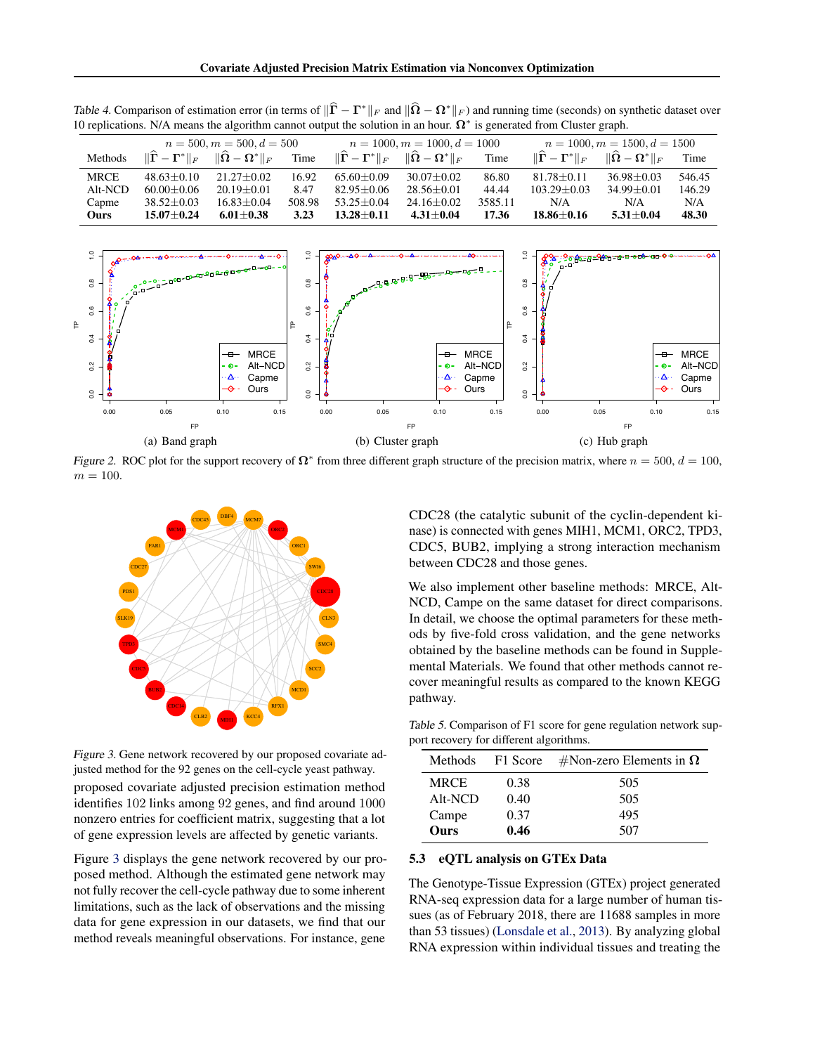Table 4. Comparison of estimation error (in terms of $\|\widehat{\boldsymbol{\Gamma}} - \boldsymbol{\Gamma}^*\|_F$ and $\|\widehat{\boldsymbol{\Omega}} - \boldsymbol{\Omega}^*\|_F$) and running time (seconds) on synthetic dataset over 10 replications. N/A means the algorithm cannot output the solution in an hour. $\boldsymbol{\Omega}^*$ is generated from Cluster graph.

| | $n = 500, m = 500, d = 500$ | | | $n = 1000, m = 1000, d = 1000$ | | | $n = 1000, m = 1500, d = 1500$ | | |
|---|---|---|---|---|---|---|---|---|---|
| Methods | $\|\widehat{\boldsymbol{\Gamma}} - \boldsymbol{\Gamma}^*\|_F$ | $\|\widehat{\boldsymbol{\Omega}} - \boldsymbol{\Omega}^*\|_F$ | Time | $\|\widehat{\boldsymbol{\Gamma}} - \boldsymbol{\Gamma}^*\|_F$ | $\|\widehat{\boldsymbol{\Omega}} - \boldsymbol{\Omega}^*\|_F$ | Time | $\|\widehat{\boldsymbol{\Gamma}} - \boldsymbol{\Gamma}^*\|_F$ | $\|\widehat{\boldsymbol{\Omega}} - \boldsymbol{\Omega}^*\|_F$ | Time |
| MRCE | 48.63±0.10 | 21.27±0.02 | 16.92 | 65.60±0.09 | 30.07±0.02 | 86.80 | 81.78±0.11 | 36.98±0.03 | 546.45 |
| Alt-NCD | 60.00±0.06 | 20.19±0.01 | 8.47 | 82.95±0.06 | 28.56±0.01 | 44.44 | 103.29±0.03 | 34.99±0.01 | 146.29 |
| Capme | 38.52±0.03 | 16.83±0.04 | 508.98 | 53.25±0.04 | 24.16±0.02 | 3585.11 | N/A | N/A | N/A |
| **Ours** | **15.07±0.24** | **6.01±0.38** | **3.23** | **13.28±0.11** | **4.31±0.04** | **17.36** | **18.86±0.16** | **5.31±0.04** | **48.30** |

(a) Band graph (b) Cluster graph (c) Hub graph

Figure 2. ROC plot for the support recovery of $\boldsymbol{\Omega}^*$ from three different graph structure of the precision matrix, where $n = 500$, $d = 100$, $m = 100$.

Figure 3. Gene network recovered by our proposed covariate adjusted method for the 92 genes on the cell-cycle yeast pathway.

proposed covariate adjusted precision estimation method identifies 102 links among 92 genes, and find around 1000 nonzero entries for coefficient matrix, suggesting that a lot of gene expression levels are affected by genetic variants.

Figure 3 displays the gene network recovered by our proposed method. Although the estimated gene network may not fully recover the cell-cycle pathway due to some inherent limitations, such as the lack of observations and the missing data for gene expression in our datasets, we find that our method reveals meaningful observations. For instance, gene CDC28 (the catalytic subunit of the cyclin-dependent kinase) is connected with genes MIH1, MCM1, ORC2, TPD3, CDC5, BUB2, implying a strong interaction mechanism between CDC28 and those genes.

We also implement other baseline methods: MRCE, Alt-NCD, Campe on the same dataset for direct comparisons. In detail, we choose the optimal parameters for these methods by five-fold cross validation, and the gene networks obtained by the baseline methods can be found in Supplemental Materials. We found that other methods cannot recover meaningful results as compared to the known KEGG pathway.

Table 5. Comparison of F1 score for gene regulation network support recovery for different algorithms.

| Methods | F1 Score | #Non-zero Elements in $\boldsymbol{\Omega}$ |
|---|---|---|
| MRCE | 0.38 | 505 |
| Alt-NCD | 0.40 | 505 |
| Campe | 0.37 | 495 |
| **Ours** | **0.46** | 507 |

### 5.3 eQTL analysis on GTEx Data

The Genotype-Tissue Expression (GTEx) project generated RNA-seq expression data for a large number of human tissues (as of February 2018, there are 11688 samples in more than 53 tissues) (Lonsdale et al., 2013). By analyzing global RNA expression within individual tissues and treating the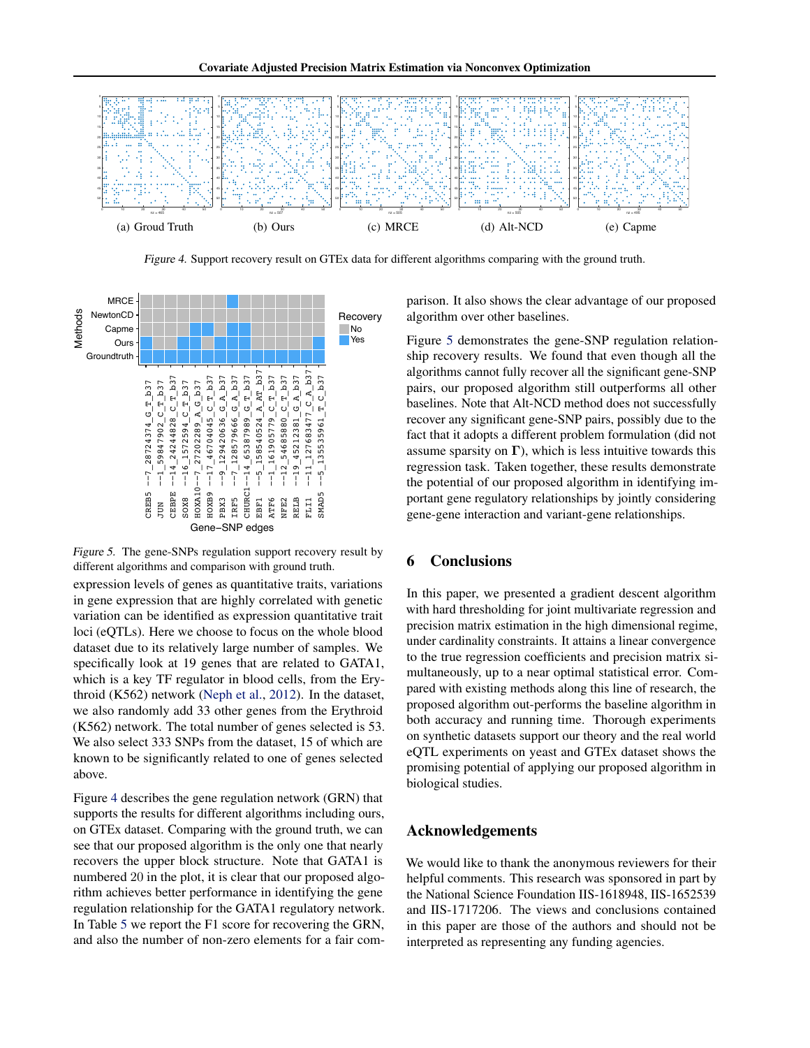(a) Groud Truth (b) Ours (c) MRCE (d) Alt-NCD (e) Capme

*Figure 4.* Support recovery result on GTEx data for different algorithms comparing with the ground truth.

*Figure 5.* The gene-SNPs regulation support recovery result by different algorithms and comparison with ground truth.

expression levels of genes as quantitative traits, variations in gene expression that are highly correlated with genetic variation can be identified as expression quantitative trait loci (eQTLs). Here we choose to focus on the whole blood dataset due to its relatively large number of samples. We specifically look at 19 genes that are related to GATA1, which is a key TF regulator in blood cells, from the Erythroid (K562) network (Neph et al., 2012). In the dataset, we also randomly add 33 other genes from the Erythroid (K562) network. The total number of genes selected is 53. We also select 333 SNPs from the dataset, 15 of which are known to be significantly related to one of genes selected above.

Figure 4 describes the gene regulation network (GRN) that supports the results for different algorithms including ours, on GTEx dataset. Comparing with the ground truth, we can see that our proposed algorithm is the only one that nearly recovers the upper block structure. Note that GATA1 is numbered 20 in the plot, it is clear that our proposed algorithm achieves better performance in identifying the gene regulation relationship for the GATA1 regulatory network. In Table 5 we report the F1 score for recovering the GRN, and also the number of non-zero elements for a fair comparison. It also shows the clear advantage of our proposed algorithm over other baselines.

Figure 5 demonstrates the gene-SNP regulation relationship recovery results. We found that even though all the algorithms cannot fully recover all the significant gene-SNP pairs, our proposed algorithm still outperforms all other baselines. Note that Alt-NCD method does not successfully recover any significant gene-SNP pairs, possibly due to the fact that it adopts a different problem formulation (did not assume sparsity on $\mathbf{\Gamma}$), which is less intuitive towards this regression task. Taken together, these results demonstrate the potential of our proposed algorithm in identifying important gene regulatory relationships by jointly considering gene-gene interaction and variant-gene relationships.

## 6 Conclusions

In this paper, we presented a gradient descent algorithm with hard thresholding for joint multivariate regression and precision matrix estimation in the high dimensional regime, under cardinality constraints. It attains a linear convergence to the true regression coefficients and precision matrix simultaneously, up to a near optimal statistical error. Compared with existing methods along this line of research, the proposed algorithm out-performs the baseline algorithm in both accuracy and running time. Thorough experiments on synthetic datasets support our theory and the real world eQTL experiments on yeast and GTEx dataset shows the promising potential of applying our proposed algorithm in biological studies.

## Acknowledgements

We would like to thank the anonymous reviewers for their helpful comments. This research was sponsored in part by the National Science Foundation IIS-1618948, IIS-1652539 and IIS-1717206. The views and conclusions contained in this paper are those of the authors and should not be interpreted as representing any funding agencies.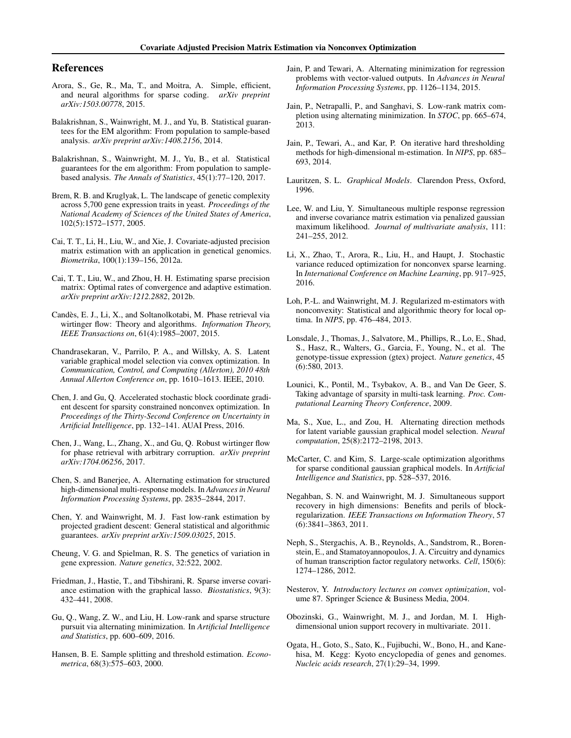## References

Arora, S., Ge, R., Ma, T., and Moitra, A. Simple, efficient, and neural algorithms for sparse coding. *arXiv preprint arXiv:1503.00778*, 2015.

Balakrishnan, S., Wainwright, M. J., and Yu, B. Statistical guarantees for the EM algorithm: From population to sample-based analysis. *arXiv preprint arXiv:1408.2156*, 2014.

Balakrishnan, S., Wainwright, M. J., Yu, B., et al. Statistical guarantees for the em algorithm: From population to sample-based analysis. *The Annals of Statistics*, 45(1):77–120, 2017.

Brem, R. B. and Kruglyak, L. The landscape of genetic complexity across 5,700 gene expression traits in yeast. *Proceedings of the National Academy of Sciences of the United States of America*, 102(5):1572–1577, 2005.

Cai, T. T., Li, H., Liu, W., and Xie, J. Covariate-adjusted precision matrix estimation with an application in genetical genomics. *Biometrika*, 100(1):139–156, 2012a.

Cai, T. T., Liu, W., and Zhou, H. H. Estimating sparse precision matrix: Optimal rates of convergence and adaptive estimation. *arXiv preprint arXiv:1212.2882*, 2012b.

Candès, E. J., Li, X., and Soltanolkotabi, M. Phase retrieval via wirtinger flow: Theory and algorithms. *Information Theory, IEEE Transactions on*, 61(4):1985–2007, 2015.

Chandrasekaran, V., Parrilo, P. A., and Willsky, A. S. Latent variable graphical model selection via convex optimization. In *Communication, Control, and Computing (Allerton), 2010 48th Annual Allerton Conference on*, pp. 1610–1613. IEEE, 2010.

Chen, J. and Gu, Q. Accelerated stochastic block coordinate gradient descent for sparsity constrained nonconvex optimization. In *Proceedings of the Thirty-Second Conference on Uncertainty in Artificial Intelligence*, pp. 132–141. AUAI Press, 2016.

Chen, J., Wang, L., Zhang, X., and Gu, Q. Robust wirtinger flow for phase retrieval with arbitrary corruption. *arXiv preprint arXiv:1704.06256*, 2017.

Chen, S. and Banerjee, A. Alternating estimation for structured high-dimensional multi-response models. In *Advances in Neural Information Processing Systems*, pp. 2835–2844, 2017.

Chen, Y. and Wainwright, M. J. Fast low-rank estimation by projected gradient descent: General statistical and algorithmic guarantees. *arXiv preprint arXiv:1509.03025*, 2015.

Cheung, V. G. and Spielman, R. S. The genetics of variation in gene expression. *Nature genetics*, 32:522, 2002.

Friedman, J., Hastie, T., and Tibshirani, R. Sparse inverse covariance estimation with the graphical lasso. *Biostatistics*, 9(3): 432–441, 2008.

Gu, Q., Wang, Z. W., and Liu, H. Low-rank and sparse structure pursuit via alternating minimization. In *Artificial Intelligence and Statistics*, pp. 600–609, 2016.

Hansen, B. E. Sample splitting and threshold estimation. *Econometrica*, 68(3):575–603, 2000.

Jain, P. and Tewari, A. Alternating minimization for regression problems with vector-valued outputs. In *Advances in Neural Information Processing Systems*, pp. 1126–1134, 2015.

Jain, P., Netrapalli, P., and Sanghavi, S. Low-rank matrix completion using alternating minimization. In *STOC*, pp. 665–674, 2013.

Jain, P., Tewari, A., and Kar, P. On iterative hard thresholding methods for high-dimensional m-estimation. In *NIPS*, pp. 685–693, 2014.

Lauritzen, S. L. *Graphical Models*. Clarendon Press, Oxford, 1996.

Lee, W. and Liu, Y. Simultaneous multiple response regression and inverse covariance matrix estimation via penalized gaussian maximum likelihood. *Journal of multivariate analysis*, 111: 241–255, 2012.

Li, X., Zhao, T., Arora, R., Liu, H., and Haupt, J. Stochastic variance reduced optimization for nonconvex sparse learning. In *International Conference on Machine Learning*, pp. 917–925, 2016.

Loh, P.-L. and Wainwright, M. J. Regularized m-estimators with nonconvexity: Statistical and algorithmic theory for local optima. In *NIPS*, pp. 476–484, 2013.

Lonsdale, J., Thomas, J., Salvatore, M., Phillips, R., Lo, E., Shad, S., Hasz, R., Walters, G., Garcia, F., Young, N., et al. The genotype-tissue expression (gtex) project. *Nature genetics*, 45 (6):580, 2013.

Lounici, K., Pontil, M., Tsybakov, A. B., and Van De Geer, S. Taking advantage of sparsity in multi-task learning. *Proc. Computational Learning Theory Conference*, 2009.

Ma, S., Xue, L., and Zou, H. Alternating direction methods for latent variable gaussian graphical model selection. *Neural computation*, 25(8):2172–2198, 2013.

McCarter, C. and Kim, S. Large-scale optimization algorithms for sparse conditional gaussian graphical models. In *Artificial Intelligence and Statistics*, pp. 528–537, 2016.

Negahban, S. N. and Wainwright, M. J. Simultaneous support recovery in high dimensions: Benefits and perils of block-regularization. *IEEE Transactions on Information Theory*, 57 (6):3841–3863, 2011.

Neph, S., Stergachis, A. B., Reynolds, A., Sandstrom, R., Borenstein, E., and Stamatoyannopoulos, J. A. Circuitry and dynamics of human transcription factor regulatory networks. *Cell*, 150(6): 1274–1286, 2012.

Nesterov, Y. *Introductory lectures on convex optimization*, volume 87. Springer Science & Business Media, 2004.

Obozinski, G., Wainwright, M. J., and Jordan, M. I. High-dimensional union support recovery in multivariate. 2011.

Ogata, H., Goto, S., Sato, K., Fujibuchi, W., Bono, H., and Kanehisa, M. Kegg: Kyoto encyclopedia of genes and genomes. *Nucleic acids research*, 27(1):29–34, 1999.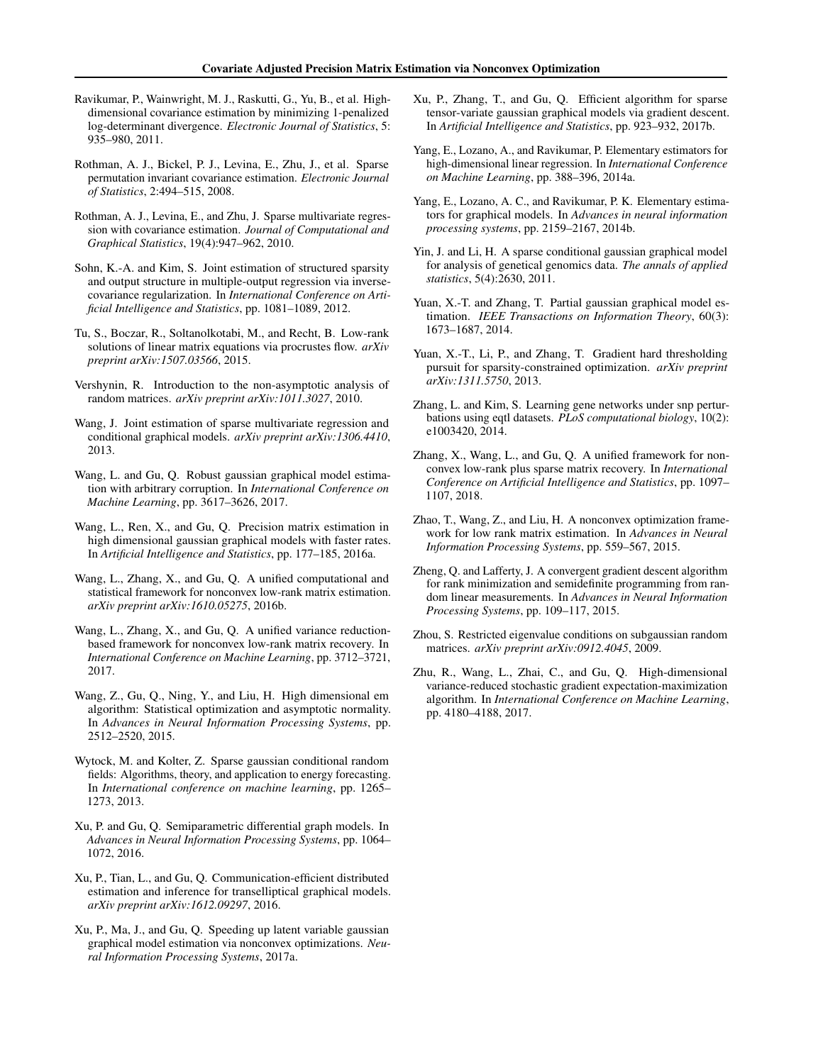Ravikumar, P., Wainwright, M. J., Raskutti, G., Yu, B., et al. High-dimensional covariance estimation by minimizing 1-penalized log-determinant divergence. *Electronic Journal of Statistics*, 5: 935–980, 2011.

Rothman, A. J., Bickel, P. J., Levina, E., Zhu, J., et al. Sparse permutation invariant covariance estimation. *Electronic Journal of Statistics*, 2:494–515, 2008.

Rothman, A. J., Levina, E., and Zhu, J. Sparse multivariate regression with covariance estimation. *Journal of Computational and Graphical Statistics*, 19(4):947–962, 2010.

Sohn, K.-A. and Kim, S. Joint estimation of structured sparsity and output structure in multiple-output regression via inverse-covariance regularization. In *International Conference on Artificial Intelligence and Statistics*, pp. 1081–1089, 2012.

Tu, S., Boczar, R., Soltanolkotabi, M., and Recht, B. Low-rank solutions of linear matrix equations via procrustes flow. *arXiv preprint arXiv:1507.03566*, 2015.

Vershynin, R. Introduction to the non-asymptotic analysis of random matrices. *arXiv preprint arXiv:1011.3027*, 2010.

Wang, J. Joint estimation of sparse multivariate regression and conditional graphical models. *arXiv preprint arXiv:1306.4410*, 2013.

Wang, L. and Gu, Q. Robust gaussian graphical model estimation with arbitrary corruption. In *International Conference on Machine Learning*, pp. 3617–3626, 2017.

Wang, L., Ren, X., and Gu, Q. Precision matrix estimation in high dimensional gaussian graphical models with faster rates. In *Artificial Intelligence and Statistics*, pp. 177–185, 2016a.

Wang, L., Zhang, X., and Gu, Q. A unified computational and statistical framework for nonconvex low-rank matrix estimation. *arXiv preprint arXiv:1610.05275*, 2016b.

Wang, L., Zhang, X., and Gu, Q. A unified variance reduction-based framework for nonconvex low-rank matrix recovery. In *International Conference on Machine Learning*, pp. 3712–3721, 2017.

Wang, Z., Gu, Q., Ning, Y., and Liu, H. High dimensional em algorithm: Statistical optimization and asymptotic normality. In *Advances in Neural Information Processing Systems*, pp. 2512–2520, 2015.

Wytock, M. and Kolter, Z. Sparse gaussian conditional random fields: Algorithms, theory, and application to energy forecasting. In *International conference on machine learning*, pp. 1265–1273, 2013.

Xu, P. and Gu, Q. Semiparametric differential graph models. In *Advances in Neural Information Processing Systems*, pp. 1064–1072, 2016.

Xu, P., Tian, L., and Gu, Q. Communication-efficient distributed estimation and inference for transelliptical graphical models. *arXiv preprint arXiv:1612.09297*, 2016.

Xu, P., Ma, J., and Gu, Q. Speeding up latent variable gaussian graphical model estimation via nonconvex optimizations. *Neural Information Processing Systems*, 2017a.

Xu, P., Zhang, T., and Gu, Q. Efficient algorithm for sparse tensor-variate gaussian graphical models via gradient descent. In *Artificial Intelligence and Statistics*, pp. 923–932, 2017b.

Yang, E., Lozano, A., and Ravikumar, P. Elementary estimators for high-dimensional linear regression. In *International Conference on Machine Learning*, pp. 388–396, 2014a.

Yang, E., Lozano, A. C., and Ravikumar, P. K. Elementary estimators for graphical models. In *Advances in neural information processing systems*, pp. 2159–2167, 2014b.

Yin, J. and Li, H. A sparse conditional gaussian graphical model for analysis of genetical genomics data. *The annals of applied statistics*, 5(4):2630, 2011.

Yuan, X.-T. and Zhang, T. Partial gaussian graphical model estimation. *IEEE Transactions on Information Theory*, 60(3): 1673–1687, 2014.

Yuan, X.-T., Li, P., and Zhang, T. Gradient hard thresholding pursuit for sparsity-constrained optimization. *arXiv preprint arXiv:1311.5750*, 2013.

Zhang, L. and Kim, S. Learning gene networks under snp perturbations using eqtl datasets. *PLoS computational biology*, 10(2): e1003420, 2014.

Zhang, X., Wang, L., and Gu, Q. A unified framework for nonconvex low-rank plus sparse matrix recovery. In *International Conference on Artificial Intelligence and Statistics*, pp. 1097–1107, 2018.

Zhao, T., Wang, Z., and Liu, H. A nonconvex optimization framework for low rank matrix estimation. In *Advances in Neural Information Processing Systems*, pp. 559–567, 2015.

Zheng, Q. and Lafferty, J. A convergent gradient descent algorithm for rank minimization and semidefinite programming from random linear measurements. In *Advances in Neural Information Processing Systems*, pp. 109–117, 2015.

Zhou, S. Restricted eigenvalue conditions on subgaussian random matrices. *arXiv preprint arXiv:0912.4045*, 2009.

Zhu, R., Wang, L., Zhai, C., and Gu, Q. High-dimensional variance-reduced stochastic gradient expectation-maximization algorithm. In *International Conference on Machine Learning*, pp. 4180–4188, 2017.